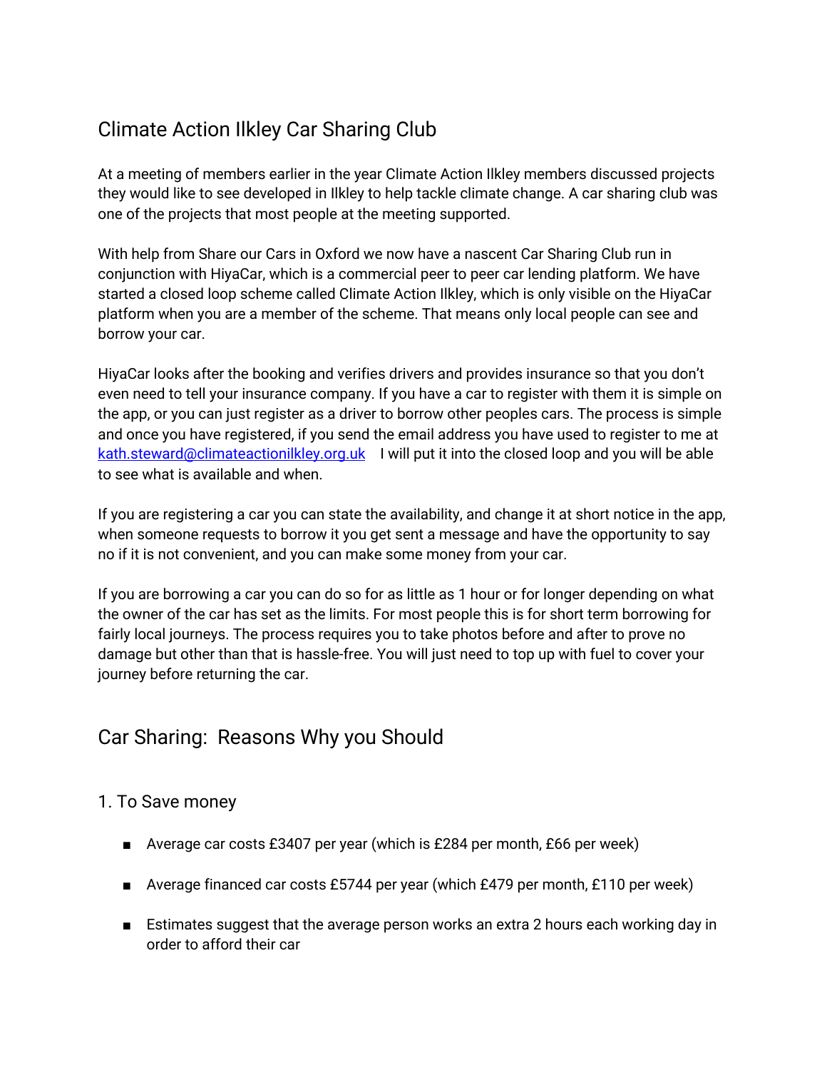# Climate Action Ilkley Car Sharing Club

At a meeting of members earlier in the year Climate Action Ilkley members discussed projects they would like to see developed in Ilkley to help tackle climate change. A car sharing club was one of the projects that most people at the meeting supported.

With help from Share our Cars in Oxford we now have a nascent Car Sharing Club run in conjunction with HiyaCar, which is a commercial peer to peer car lending platform. We have started a closed loop scheme called Climate Action Ilkley, which is only visible on the HiyaCar platform when you are a member of the scheme. That means only local people can see and borrow your car.

HiyaCar looks after the booking and verifies drivers and provides insurance so that you don't even need to tell your insurance company. If you have a car to register with them it is simple on the app, or you can just register as a driver to borrow other peoples cars. The process is simple and once you have registered, if you send the email address you have used to register to me at kath.steward@climateactionilkley.org.uk I will put it into the closed loop and you will be able to see what is available and when.

If you are registering a car you can state the availability, and change it at short notice in the app, when someone requests to borrow it you get sent a message and have the opportunity to say no if it is not convenient, and you can make some money from your car.

If you are borrowing a car you can do so for as little as 1 hour or for longer depending on what the owner of the car has set as the limits. For most people this is for short term borrowing for fairly local journeys. The process requires you to take photos before and after to prove no damage but other than that is hassle-free. You will just need to top up with fuel to cover your journey before returning the car.

## Car Sharing: Reasons Why you Should

### 1. To Save money

- Average car costs £3407 per year (which is £284 per month, £66 per week)
- Average financed car costs £5744 per year (which £479 per month, £110 per week)
- Estimates suggest that the average person works an extra 2 hours each working day in order to afford their car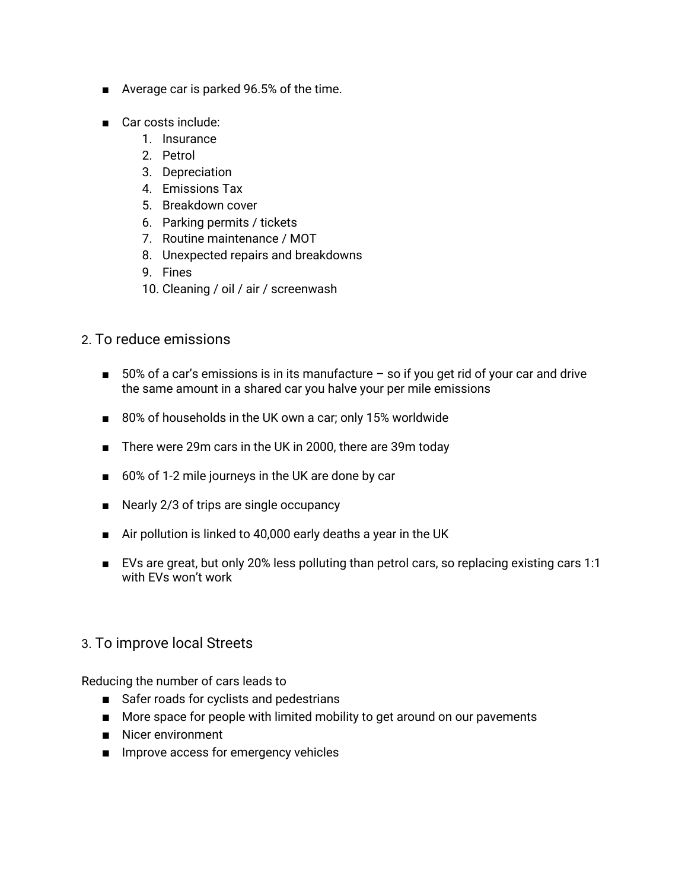- Average car is parked 96.5% of the time.

- Car costs include:
    1. Insurance
    2. Petrol
    3. Depreciation
    4. Emissions Tax
    5. Breakdown cover
    6. Parking permits / tickets
    7. Routine maintenance / MOT
    8. Unexpected repairs and breakdowns
    9. Fines
    10. Cleaning / oil / air / screenwash

## 2. To reduce emissions

- 50% of a car's emissions is in its manufacture – so if you get rid of your car and drive the same amount in a shared car you halve your per mile emissions

- 80% of households in the UK own a car; only 15% worldwide

- There were 29m cars in the UK in 2000, there are 39m today

- 60% of 1-2 mile journeys in the UK are done by car

- Nearly 2/3 of trips are single occupancy

- Air pollution is linked to 40,000 early deaths a year in the UK

- EVs are great, but only 20% less polluting than petrol cars, so replacing existing cars 1:1 with EVs won't work

## 3. To improve local Streets

Reducing the number of cars leads to

- Safer roads for cyclists and pedestrians
- More space for people with limited mobility to get around on our pavements
- Nicer environment
- Improve access for emergency vehicles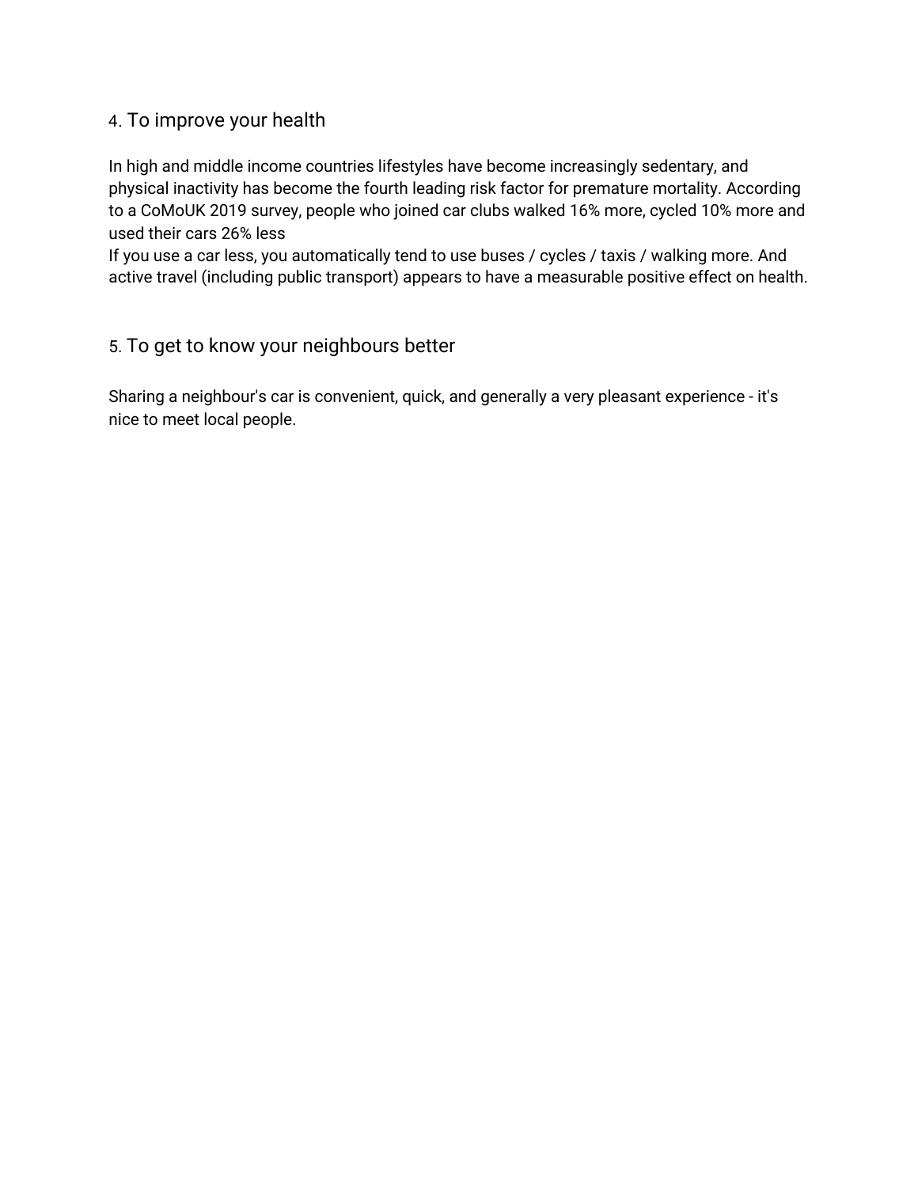### 4. To improve your health

In high and middle income countries lifestyles have become increasingly sedentary, and physical inactivity has become the fourth leading risk factor for premature mortality. According to a CoMoUK 2019 survey, people who joined car clubs walked 16% more, cycled 10% more and used their cars 26% less

If you use a car less, you automatically tend to use buses / cycles / taxis / walking more. And active travel (including public transport) appears to have a measurable positive effect on health.

### 5. To get to know your neighbours better

Sharing a neighbour's car is convenient, quick, and generally a very pleasant experience - it's nice to meet local people.